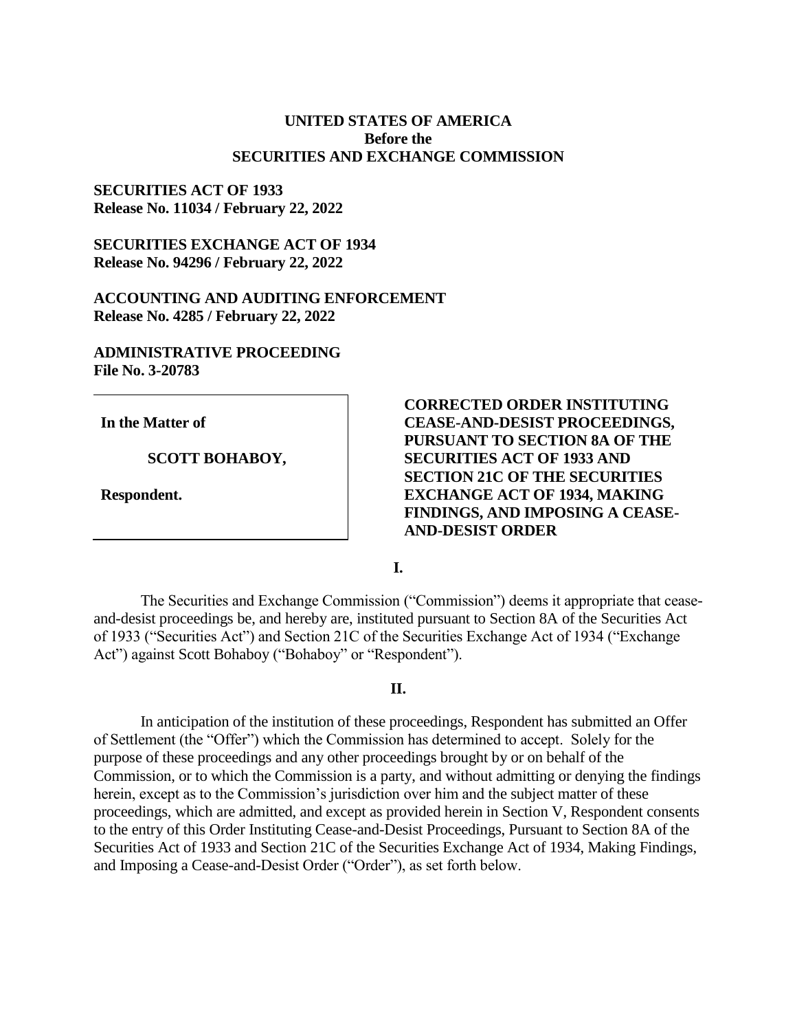**UNITED STATES OF AMERICA**
**Before the**
**SECURITIES AND EXCHANGE COMMISSION**

**SECURITIES ACT OF 1933**
**Release No. 11034 / February 22, 2022**

**SECURITIES EXCHANGE ACT OF 1934**
**Release No. 94296 / February 22, 2022**

**ACCOUNTING AND AUDITING ENFORCEMENT**
**Release No. 4285 / February 22, 2022**

**ADMINISTRATIVE PROCEEDING**
**File No. 3-20783**

**In the Matter of**

**SCOTT BOHABOY,**

**Respondent.**

**CORRECTED ORDER INSTITUTING CEASE-AND-DESIST PROCEEDINGS, PURSUANT TO SECTION 8A OF THE SECURITIES ACT OF 1933 AND SECTION 21C OF THE SECURITIES EXCHANGE ACT OF 1934, MAKING FINDINGS, AND IMPOSING A CEASE-AND-DESIST ORDER**

**I.**

The Securities and Exchange Commission ("Commission") deems it appropriate that cease-and-desist proceedings be, and hereby are, instituted pursuant to Section 8A of the Securities Act of 1933 ("Securities Act") and Section 21C of the Securities Exchange Act of 1934 ("Exchange Act") against Scott Bohaboy ("Bohaboy" or "Respondent").

**II.**

In anticipation of the institution of these proceedings, Respondent has submitted an Offer of Settlement (the "Offer") which the Commission has determined to accept. Solely for the purpose of these proceedings and any other proceedings brought by or on behalf of the Commission, or to which the Commission is a party, and without admitting or denying the findings herein, except as to the Commission's jurisdiction over him and the subject matter of these proceedings, which are admitted, and except as provided herein in Section V, Respondent consents to the entry of this Order Instituting Cease-and-Desist Proceedings, Pursuant to Section 8A of the Securities Act of 1933 and Section 21C of the Securities Exchange Act of 1934, Making Findings, and Imposing a Cease-and-Desist Order ("Order"), as set forth below.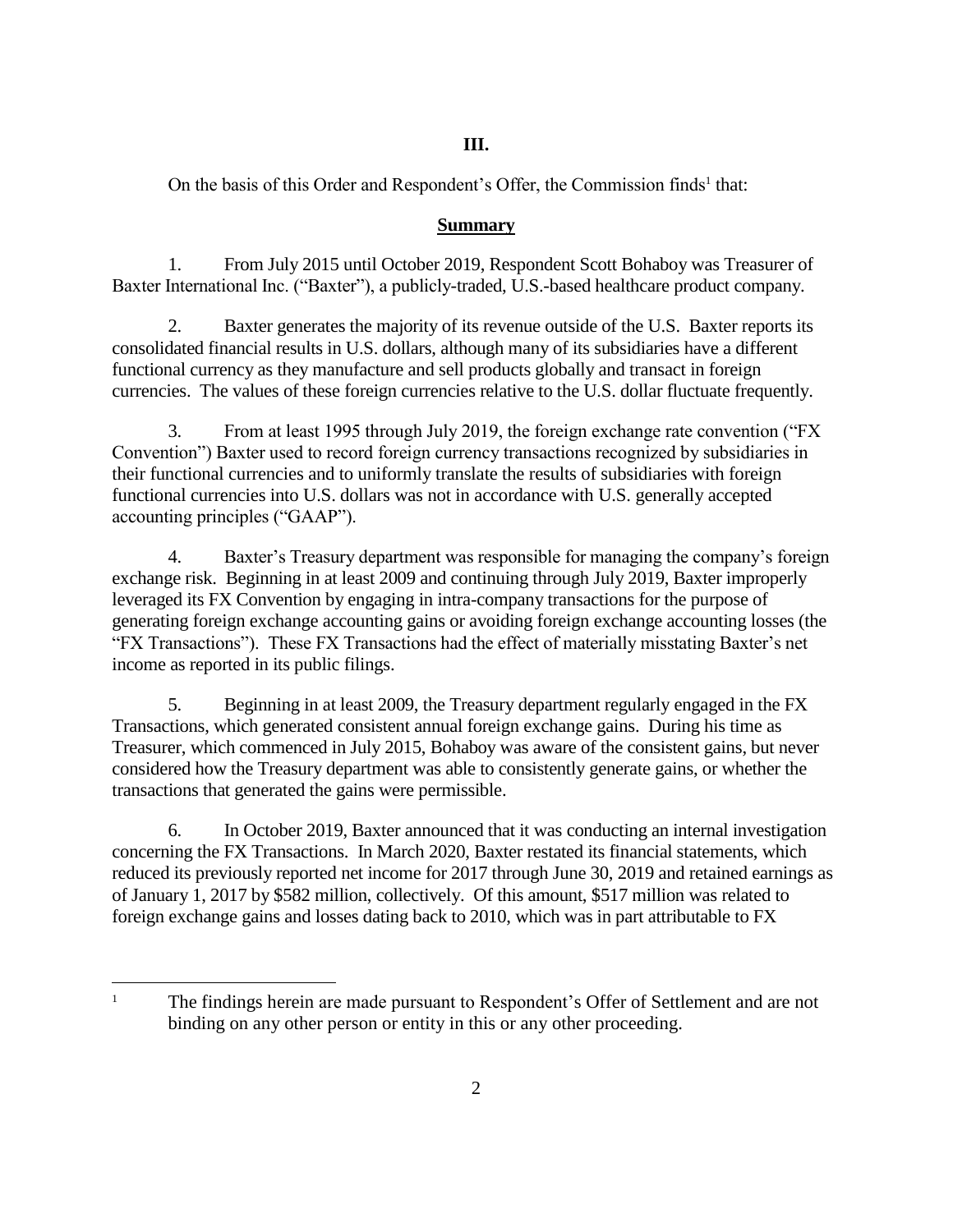## III.

On the basis of this Order and Respondent's Offer, the Commission finds[1] that:

### Summary

1. From July 2015 until October 2019, Respondent Scott Bohaboy was Treasurer of Baxter International Inc. ("Baxter"), a publicly-traded, U.S.-based healthcare product company.

2. Baxter generates the majority of its revenue outside of the U.S. Baxter reports its consolidated financial results in U.S. dollars, although many of its subsidiaries have a different functional currency as they manufacture and sell products globally and transact in foreign currencies. The values of these foreign currencies relative to the U.S. dollar fluctuate frequently.

3. From at least 1995 through July 2019, the foreign exchange rate convention ("FX Convention") Baxter used to record foreign currency transactions recognized by subsidiaries in their functional currencies and to uniformly translate the results of subsidiaries with foreign functional currencies into U.S. dollars was not in accordance with U.S. generally accepted accounting principles ("GAAP").

4. Baxter's Treasury department was responsible for managing the company's foreign exchange risk. Beginning in at least 2009 and continuing through July 2019, Baxter improperly leveraged its FX Convention by engaging in intra-company transactions for the purpose of generating foreign exchange accounting gains or avoiding foreign exchange accounting losses (the "FX Transactions"). These FX Transactions had the effect of materially misstating Baxter's net income as reported in its public filings.

5. Beginning in at least 2009, the Treasury department regularly engaged in the FX Transactions, which generated consistent annual foreign exchange gains. During his time as Treasurer, which commenced in July 2015, Bohaboy was aware of the consistent gains, but never considered how the Treasury department was able to consistently generate gains, or whether the transactions that generated the gains were permissible.

6. In October 2019, Baxter announced that it was conducting an internal investigation concerning the FX Transactions. In March 2020, Baxter restated its financial statements, which reduced its previously reported net income for 2017 through June 30, 2019 and retained earnings as of January 1, 2017 by $582 million, collectively. Of this amount, $517 million was related to foreign exchange gains and losses dating back to 2010, which was in part attributable to FX

---

[1] The findings herein are made pursuant to Respondent's Offer of Settlement and are not binding on any other person or entity in this or any other proceeding.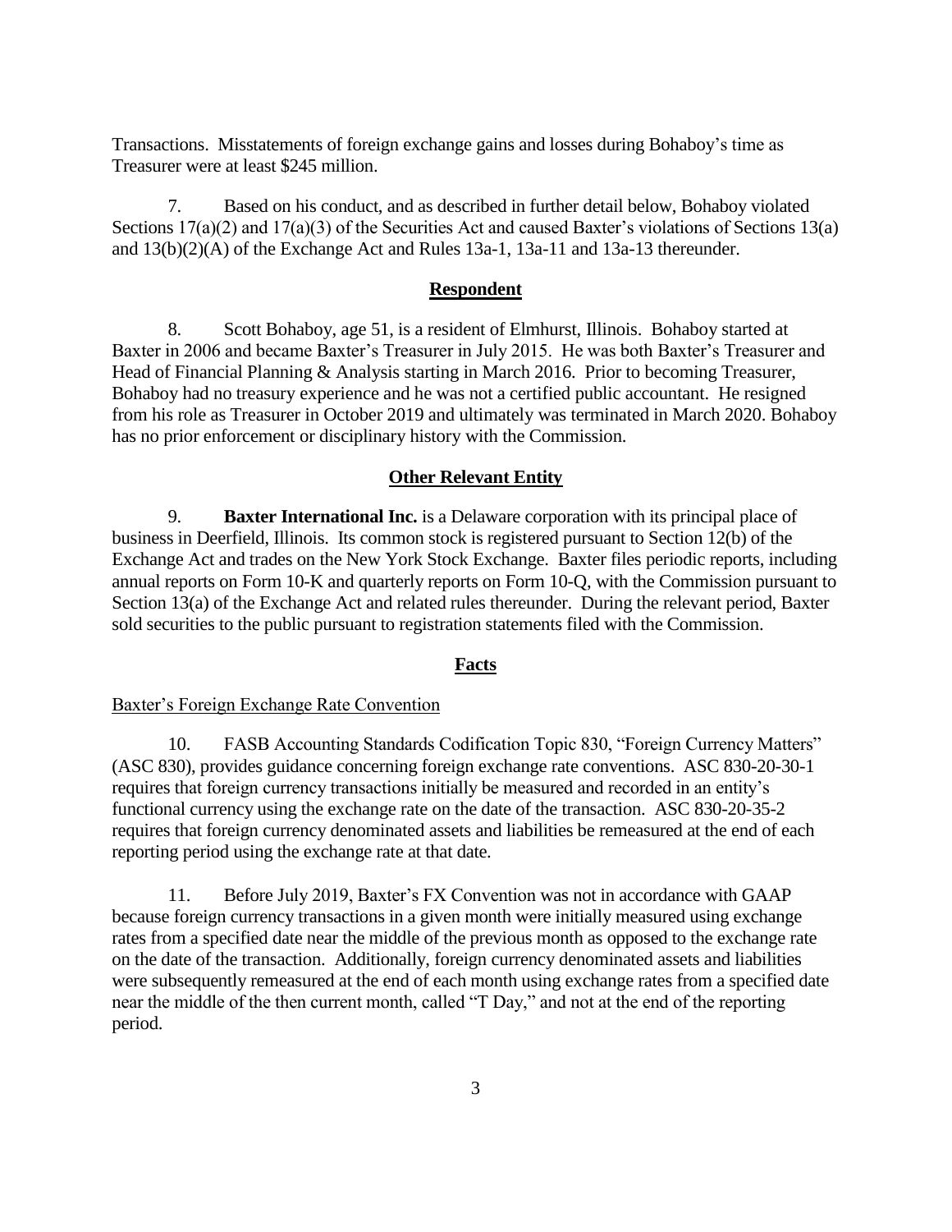Transactions. Misstatements of foreign exchange gains and losses during Bohaboy's time as Treasurer were at least $245 million.

7. Based on his conduct, and as described in further detail below, Bohaboy violated Sections 17(a)(2) and 17(a)(3) of the Securities Act and caused Baxter's violations of Sections 13(a) and 13(b)(2)(A) of the Exchange Act and Rules 13a-1, 13a-11 and 13a-13 thereunder.

## **Respondent**

8. Scott Bohaboy, age 51, is a resident of Elmhurst, Illinois. Bohaboy started at Baxter in 2006 and became Baxter's Treasurer in July 2015. He was both Baxter's Treasurer and Head of Financial Planning & Analysis starting in March 2016. Prior to becoming Treasurer, Bohaboy had no treasury experience and he was not a certified public accountant. He resigned from his role as Treasurer in October 2019 and ultimately was terminated in March 2020. Bohaboy has no prior enforcement or disciplinary history with the Commission.

## **Other Relevant Entity**

9. **Baxter International Inc.** is a Delaware corporation with its principal place of business in Deerfield, Illinois. Its common stock is registered pursuant to Section 12(b) of the Exchange Act and trades on the New York Stock Exchange. Baxter files periodic reports, including annual reports on Form 10-K and quarterly reports on Form 10-Q, with the Commission pursuant to Section 13(a) of the Exchange Act and related rules thereunder. During the relevant period, Baxter sold securities to the public pursuant to registration statements filed with the Commission.

## **Facts**

### Baxter's Foreign Exchange Rate Convention

10. FASB Accounting Standards Codification Topic 830, "Foreign Currency Matters" (ASC 830), provides guidance concerning foreign exchange rate conventions. ASC 830-20-30-1 requires that foreign currency transactions initially be measured and recorded in an entity's functional currency using the exchange rate on the date of the transaction. ASC 830-20-35-2 requires that foreign currency denominated assets and liabilities be remeasured at the end of each reporting period using the exchange rate at that date.

11. Before July 2019, Baxter's FX Convention was not in accordance with GAAP because foreign currency transactions in a given month were initially measured using exchange rates from a specified date near the middle of the previous month as opposed to the exchange rate on the date of the transaction. Additionally, foreign currency denominated assets and liabilities were subsequently remeasured at the end of each month using exchange rates from a specified date near the middle of the then current month, called "T Day," and not at the end of the reporting period.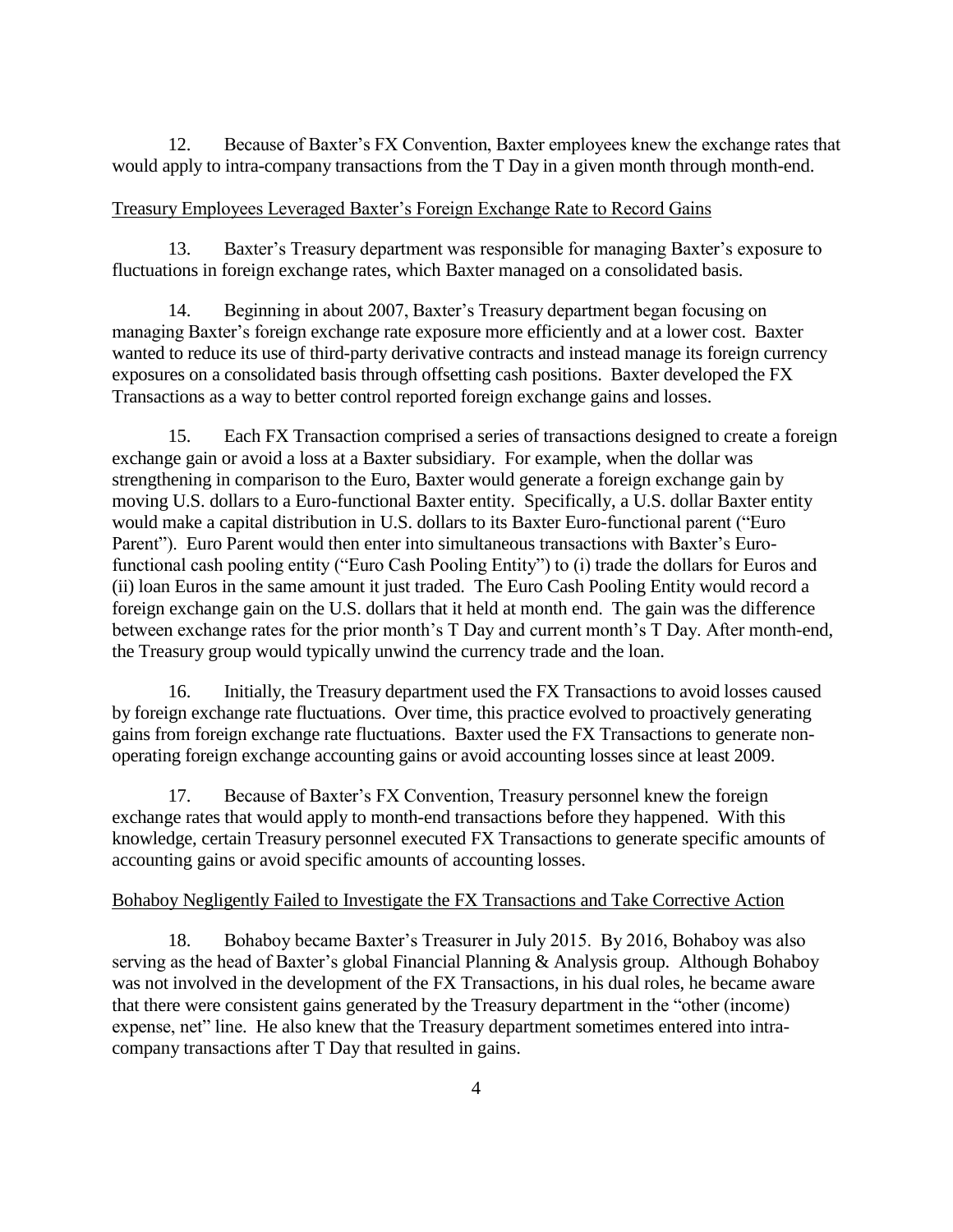12. Because of Baxter's FX Convention, Baxter employees knew the exchange rates that would apply to intra-company transactions from the T Day in a given month through month-end.

<u>Treasury Employees Leveraged Baxter's Foreign Exchange Rate to Record Gains</u>

13. Baxter's Treasury department was responsible for managing Baxter's exposure to fluctuations in foreign exchange rates, which Baxter managed on a consolidated basis.

14. Beginning in about 2007, Baxter's Treasury department began focusing on managing Baxter's foreign exchange rate exposure more efficiently and at a lower cost. Baxter wanted to reduce its use of third-party derivative contracts and instead manage its foreign currency exposures on a consolidated basis through offsetting cash positions. Baxter developed the FX Transactions as a way to better control reported foreign exchange gains and losses.

15. Each FX Transaction comprised a series of transactions designed to create a foreign exchange gain or avoid a loss at a Baxter subsidiary. For example, when the dollar was strengthening in comparison to the Euro, Baxter would generate a foreign exchange gain by moving U.S. dollars to a Euro-functional Baxter entity. Specifically, a U.S. dollar Baxter entity would make a capital distribution in U.S. dollars to its Baxter Euro-functional parent ("Euro Parent"). Euro Parent would then enter into simultaneous transactions with Baxter's Euro-functional cash pooling entity ("Euro Cash Pooling Entity") to (i) trade the dollars for Euros and (ii) loan Euros in the same amount it just traded. The Euro Cash Pooling Entity would record a foreign exchange gain on the U.S. dollars that it held at month end. The gain was the difference between exchange rates for the prior month's T Day and current month's T Day. After month-end, the Treasury group would typically unwind the currency trade and the loan.

16. Initially, the Treasury department used the FX Transactions to avoid losses caused by foreign exchange rate fluctuations. Over time, this practice evolved to proactively generating gains from foreign exchange rate fluctuations. Baxter used the FX Transactions to generate non-operating foreign exchange accounting gains or avoid accounting losses since at least 2009.

17. Because of Baxter's FX Convention, Treasury personnel knew the foreign exchange rates that would apply to month-end transactions before they happened. With this knowledge, certain Treasury personnel executed FX Transactions to generate specific amounts of accounting gains or avoid specific amounts of accounting losses.

<u>Bohaboy Negligently Failed to Investigate the FX Transactions and Take Corrective Action</u>

18. Bohaboy became Baxter's Treasurer in July 2015. By 2016, Bohaboy was also serving as the head of Baxter's global Financial Planning & Analysis group. Although Bohaboy was not involved in the development of the FX Transactions, in his dual roles, he became aware that there were consistent gains generated by the Treasury department in the "other (income) expense, net" line. He also knew that the Treasury department sometimes entered into intra-company transactions after T Day that resulted in gains.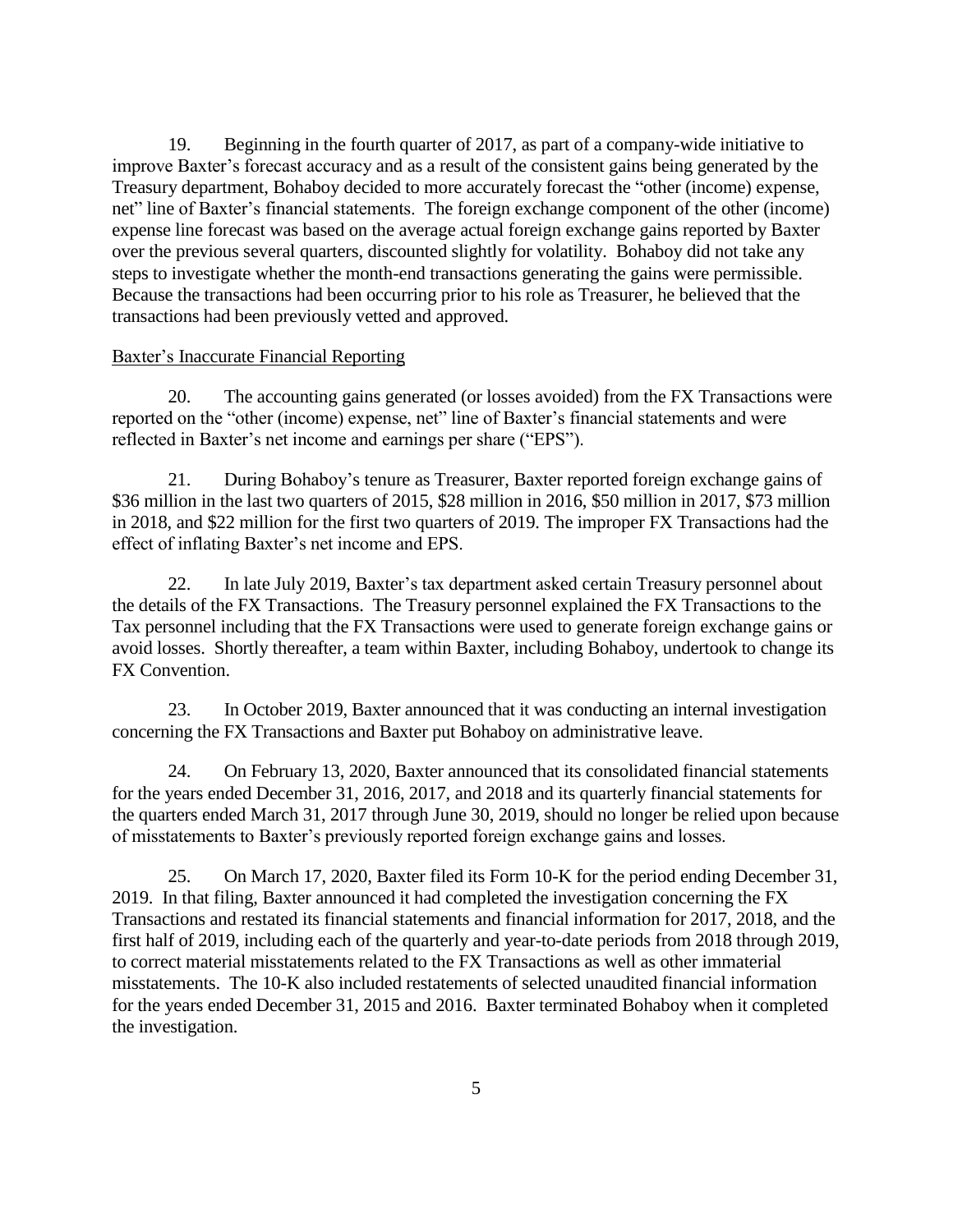19. Beginning in the fourth quarter of 2017, as part of a company-wide initiative to improve Baxter's forecast accuracy and as a result of the consistent gains being generated by the Treasury department, Bohaboy decided to more accurately forecast the "other (income) expense, net" line of Baxter's financial statements. The foreign exchange component of the other (income) expense line forecast was based on the average actual foreign exchange gains reported by Baxter over the previous several quarters, discounted slightly for volatility. Bohaboy did not take any steps to investigate whether the month-end transactions generating the gains were permissible. Because the transactions had been occurring prior to his role as Treasurer, he believed that the transactions had been previously vetted and approved.

<u>Baxter's Inaccurate Financial Reporting</u>

20. The accounting gains generated (or losses avoided) from the FX Transactions were reported on the "other (income) expense, net" line of Baxter's financial statements and were reflected in Baxter's net income and earnings per share ("EPS").

21. During Bohaboy's tenure as Treasurer, Baxter reported foreign exchange gains of \$36 million in the last two quarters of 2015, \$28 million in 2016, \$50 million in 2017, \$73 million in 2018, and \$22 million for the first two quarters of 2019. The improper FX Transactions had the effect of inflating Baxter's net income and EPS.

22. In late July 2019, Baxter's tax department asked certain Treasury personnel about the details of the FX Transactions. The Treasury personnel explained the FX Transactions to the Tax personnel including that the FX Transactions were used to generate foreign exchange gains or avoid losses. Shortly thereafter, a team within Baxter, including Bohaboy, undertook to change its FX Convention.

23. In October 2019, Baxter announced that it was conducting an internal investigation concerning the FX Transactions and Baxter put Bohaboy on administrative leave.

24. On February 13, 2020, Baxter announced that its consolidated financial statements for the years ended December 31, 2016, 2017, and 2018 and its quarterly financial statements for the quarters ended March 31, 2017 through June 30, 2019, should no longer be relied upon because of misstatements to Baxter's previously reported foreign exchange gains and losses.

25. On March 17, 2020, Baxter filed its Form 10-K for the period ending December 31, 2019. In that filing, Baxter announced it had completed the investigation concerning the FX Transactions and restated its financial statements and financial information for 2017, 2018, and the first half of 2019, including each of the quarterly and year-to-date periods from 2018 through 2019, to correct material misstatements related to the FX Transactions as well as other immaterial misstatements. The 10-K also included restatements of selected unaudited financial information for the years ended December 31, 2015 and 2016. Baxter terminated Bohaboy when it completed the investigation.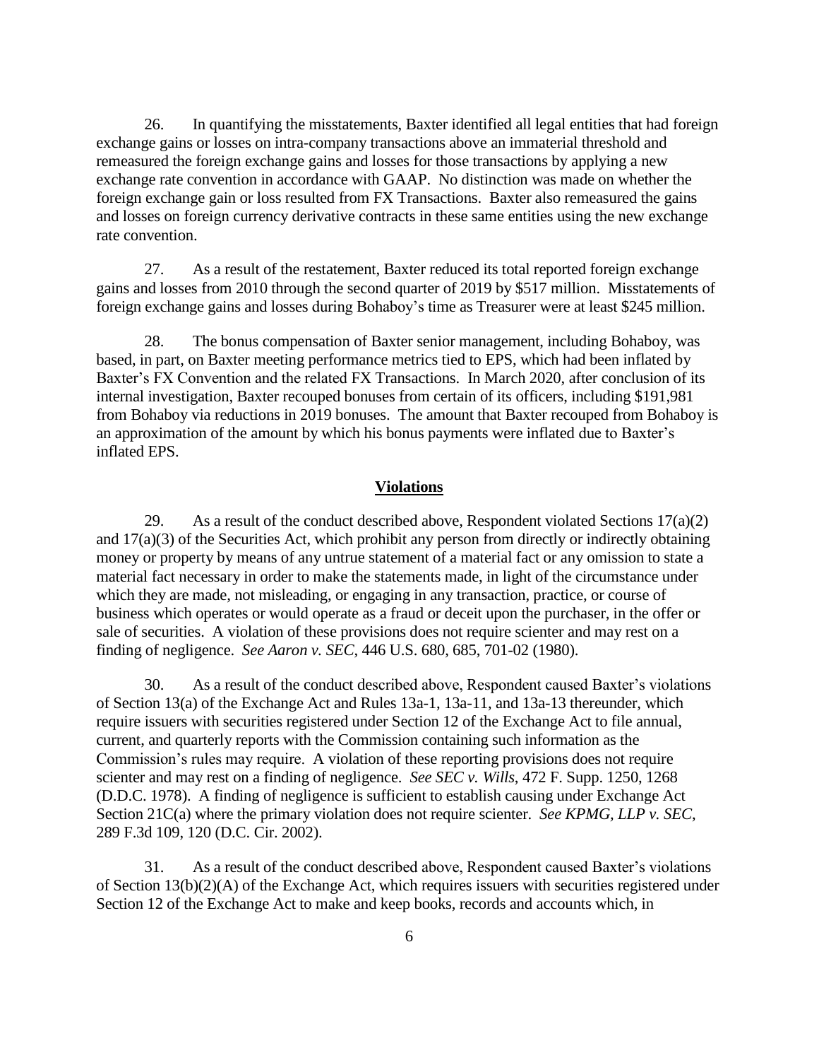26. In quantifying the misstatements, Baxter identified all legal entities that had foreign exchange gains or losses on intra-company transactions above an immaterial threshold and remeasured the foreign exchange gains and losses for those transactions by applying a new exchange rate convention in accordance with GAAP. No distinction was made on whether the foreign exchange gain or loss resulted from FX Transactions. Baxter also remeasured the gains and losses on foreign currency derivative contracts in these same entities using the new exchange rate convention.

27. As a result of the restatement, Baxter reduced its total reported foreign exchange gains and losses from 2010 through the second quarter of 2019 by $517 million. Misstatements of foreign exchange gains and losses during Bohaboy's time as Treasurer were at least $245 million.

28. The bonus compensation of Baxter senior management, including Bohaboy, was based, in part, on Baxter meeting performance metrics tied to EPS, which had been inflated by Baxter's FX Convention and the related FX Transactions. In March 2020, after conclusion of its internal investigation, Baxter recouped bonuses from certain of its officers, including $191,981 from Bohaboy via reductions in 2019 bonuses. The amount that Baxter recouped from Bohaboy is an approximation of the amount by which his bonus payments were inflated due to Baxter's inflated EPS.

## Violations

29. As a result of the conduct described above, Respondent violated Sections 17(a)(2) and 17(a)(3) of the Securities Act, which prohibit any person from directly or indirectly obtaining money or property by means of any untrue statement of a material fact or any omission to state a material fact necessary in order to make the statements made, in light of the circumstance under which they are made, not misleading, or engaging in any transaction, practice, or course of business which operates or would operate as a fraud or deceit upon the purchaser, in the offer or sale of securities. A violation of these provisions does not require scienter and may rest on a finding of negligence. *See Aaron v. SEC*, 446 U.S. 680, 685, 701-02 (1980).

30. As a result of the conduct described above, Respondent caused Baxter's violations of Section 13(a) of the Exchange Act and Rules 13a-1, 13a-11, and 13a-13 thereunder, which require issuers with securities registered under Section 12 of the Exchange Act to file annual, current, and quarterly reports with the Commission containing such information as the Commission's rules may require. A violation of these reporting provisions does not require scienter and may rest on a finding of negligence. *See SEC v. Wills*, 472 F. Supp. 1250, 1268 (D.D.C. 1978). A finding of negligence is sufficient to establish causing under Exchange Act Section 21C(a) where the primary violation does not require scienter. *See KPMG, LLP v. SEC*, 289 F.3d 109, 120 (D.C. Cir. 2002).

31. As a result of the conduct described above, Respondent caused Baxter's violations of Section 13(b)(2)(A) of the Exchange Act, which requires issuers with securities registered under Section 12 of the Exchange Act to make and keep books, records and accounts which, in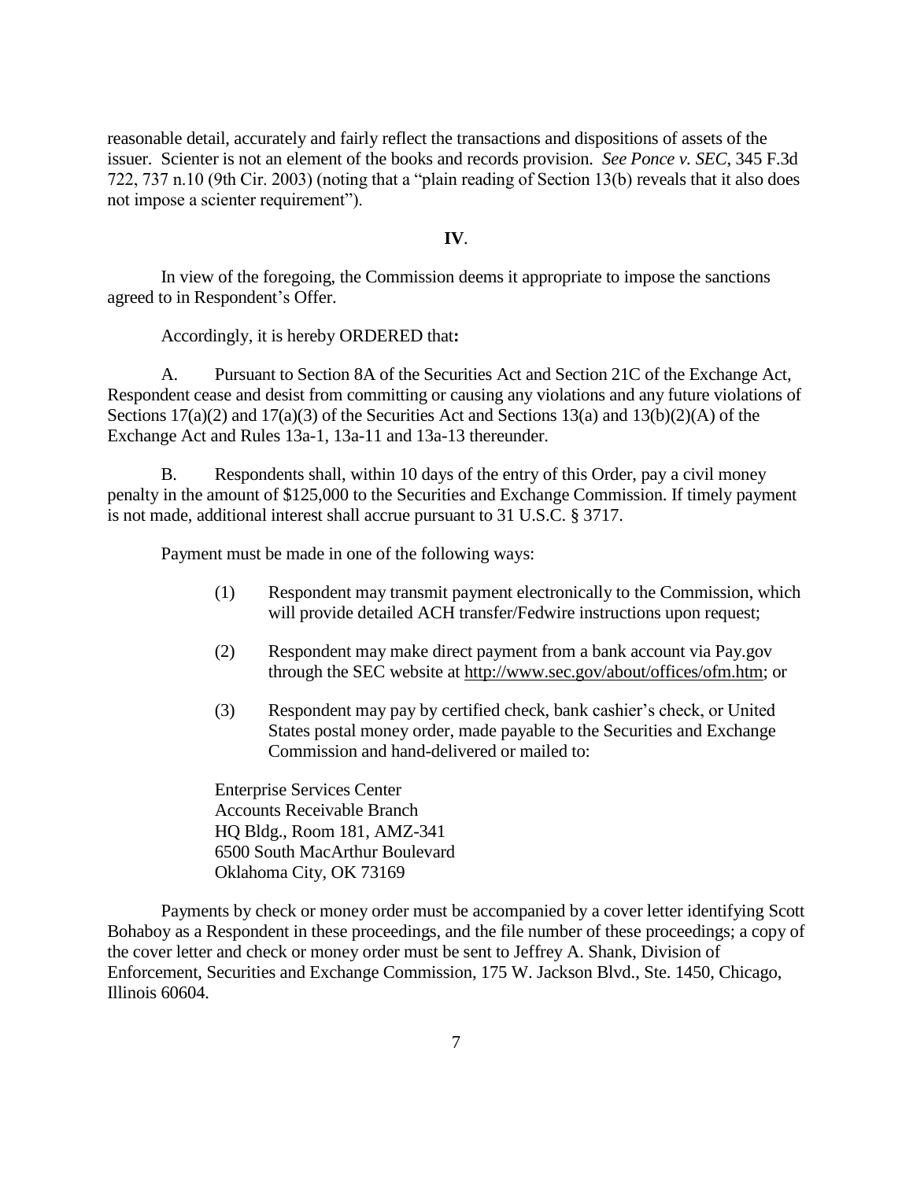reasonable detail, accurately and fairly reflect the transactions and dispositions of assets of the issuer. Scienter is not an element of the books and records provision. *See Ponce v. SEC*, 345 F.3d 722, 737 n.10 (9th Cir. 2003) (noting that a "plain reading of Section 13(b) reveals that it also does not impose a scienter requirement").

**IV**.

In view of the foregoing, the Commission deems it appropriate to impose the sanctions agreed to in Respondent's Offer.

Accordingly, it is hereby ORDERED that**:**

A. Pursuant to Section 8A of the Securities Act and Section 21C of the Exchange Act, Respondent cease and desist from committing or causing any violations and any future violations of Sections 17(a)(2) and 17(a)(3) of the Securities Act and Sections 13(a) and 13(b)(2)(A) of the Exchange Act and Rules 13a-1, 13a-11 and 13a-13 thereunder.

B. Respondents shall, within 10 days of the entry of this Order, pay a civil money penalty in the amount of $125,000 to the Securities and Exchange Commission. If timely payment is not made, additional interest shall accrue pursuant to 31 U.S.C. § 3717.

Payment must be made in one of the following ways:

(1) Respondent may transmit payment electronically to the Commission, which will provide detailed ACH transfer/Fedwire instructions upon request;

(2) Respondent may make direct payment from a bank account via Pay.gov through the SEC website at http://www.sec.gov/about/offices/ofm.htm; or

(3) Respondent may pay by certified check, bank cashier's check, or United States postal money order, made payable to the Securities and Exchange Commission and hand-delivered or mailed to:

Enterprise Services Center
Accounts Receivable Branch
HQ Bldg., Room 181, AMZ-341
6500 South MacArthur Boulevard
Oklahoma City, OK 73169

Payments by check or money order must be accompanied by a cover letter identifying Scott Bohaboy as a Respondent in these proceedings, and the file number of these proceedings; a copy of the cover letter and check or money order must be sent to Jeffrey A. Shank, Division of Enforcement, Securities and Exchange Commission, 175 W. Jackson Blvd., Ste. 1450, Chicago, Illinois 60604.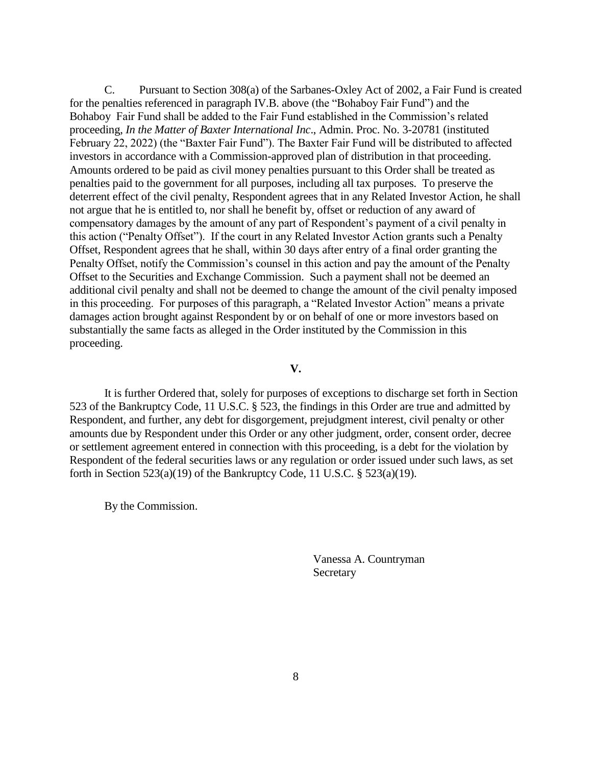C. Pursuant to Section 308(a) of the Sarbanes-Oxley Act of 2002, a Fair Fund is created for the penalties referenced in paragraph IV.B. above (the "Bohaboy Fair Fund") and the Bohaboy Fair Fund shall be added to the Fair Fund established in the Commission's related proceeding, *In the Matter of Baxter International Inc*., Admin. Proc. No. 3-20781 (instituted February 22, 2022) (the "Baxter Fair Fund"). The Baxter Fair Fund will be distributed to affected investors in accordance with a Commission-approved plan of distribution in that proceeding. Amounts ordered to be paid as civil money penalties pursuant to this Order shall be treated as penalties paid to the government for all purposes, including all tax purposes. To preserve the deterrent effect of the civil penalty, Respondent agrees that in any Related Investor Action, he shall not argue that he is entitled to, nor shall he benefit by, offset or reduction of any award of compensatory damages by the amount of any part of Respondent's payment of a civil penalty in this action ("Penalty Offset"). If the court in any Related Investor Action grants such a Penalty Offset, Respondent agrees that he shall, within 30 days after entry of a final order granting the Penalty Offset, notify the Commission's counsel in this action and pay the amount of the Penalty Offset to the Securities and Exchange Commission. Such a payment shall not be deemed an additional civil penalty and shall not be deemed to change the amount of the civil penalty imposed in this proceeding. For purposes of this paragraph, a "Related Investor Action" means a private damages action brought against Respondent by or on behalf of one or more investors based on substantially the same facts as alleged in the Order instituted by the Commission in this proceeding.

## V.

It is further Ordered that, solely for purposes of exceptions to discharge set forth in Section 523 of the Bankruptcy Code, 11 U.S.C. § 523, the findings in this Order are true and admitted by Respondent, and further, any debt for disgorgement, prejudgment interest, civil penalty or other amounts due by Respondent under this Order or any other judgment, order, consent order, decree or settlement agreement entered in connection with this proceeding, is a debt for the violation by Respondent of the federal securities laws or any regulation or order issued under such laws, as set forth in Section 523(a)(19) of the Bankruptcy Code, 11 U.S.C. § 523(a)(19).

By the Commission.

Vanessa A. Countryman
Secretary